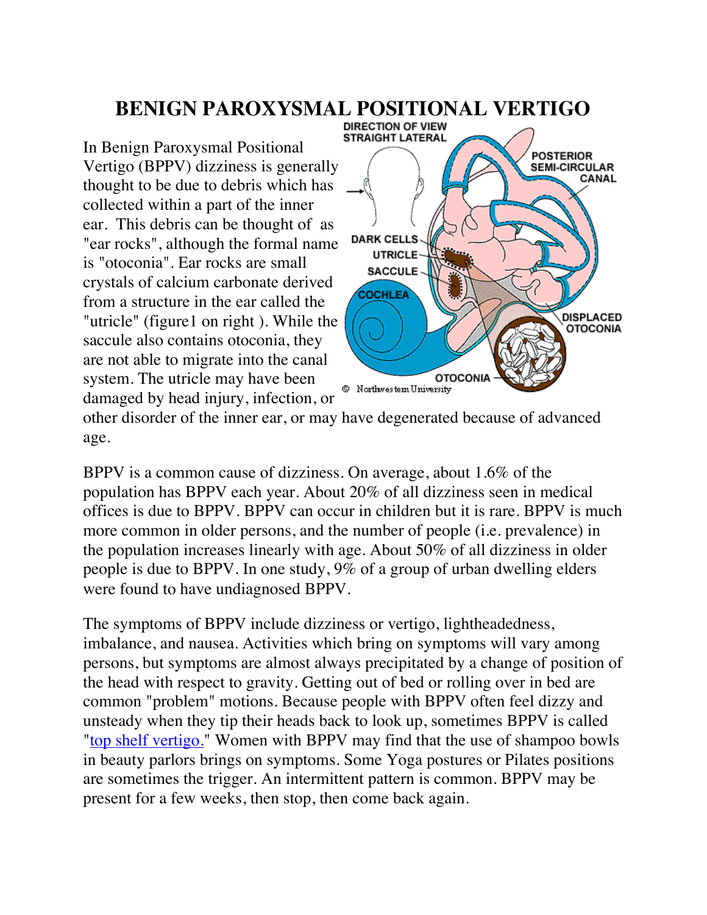# BENIGN PAROXYSMAL POSITIONAL VERTIGO

In Benign Paroxysmal Positional Vertigo (BPPV) dizziness is generally thought to be due to debris which has collected within a part of the inner ear. This debris can be thought of as "ear rocks", although the formal name is "otoconia". Ear rocks are small crystals of calcium carbonate derived from a structure in the ear called the "utricle" (figure1 on right ). While the saccule also contains otoconia, they are not able to migrate into the canal system. The utricle may have been damaged by head injury, infection, or other disorder of the inner ear, or may have degenerated because of advanced age.

BPPV is a common cause of dizziness. On average, about 1.6% of the population has BPPV each year. About 20% of all dizziness seen in medical offices is due to BPPV. BPPV can occur in children but it is rare. BPPV is much more common in older persons, and the number of people (i.e. prevalence) in the population increases linearly with age. About 50% of all dizziness in older people is due to BPPV. In one study, 9% of a group of urban dwelling elders were found to have undiagnosed BPPV.

The symptoms of BPPV include dizziness or vertigo, lightheadedness, imbalance, and nausea. Activities which bring on symptoms will vary among persons, but symptoms are almost always precipitated by a change of position of the head with respect to gravity. Getting out of bed or rolling over in bed are common "problem" motions. Because people with BPPV often feel dizzy and unsteady when they tip their heads back to look up, sometimes BPPV is called "top shelf vertigo." Women with BPPV may find that the use of shampoo bowls in beauty parlors brings on symptoms. Some Yoga postures or Pilates positions are sometimes the trigger. An intermittent pattern is common. BPPV may be present for a few weeks, then stop, then come back again.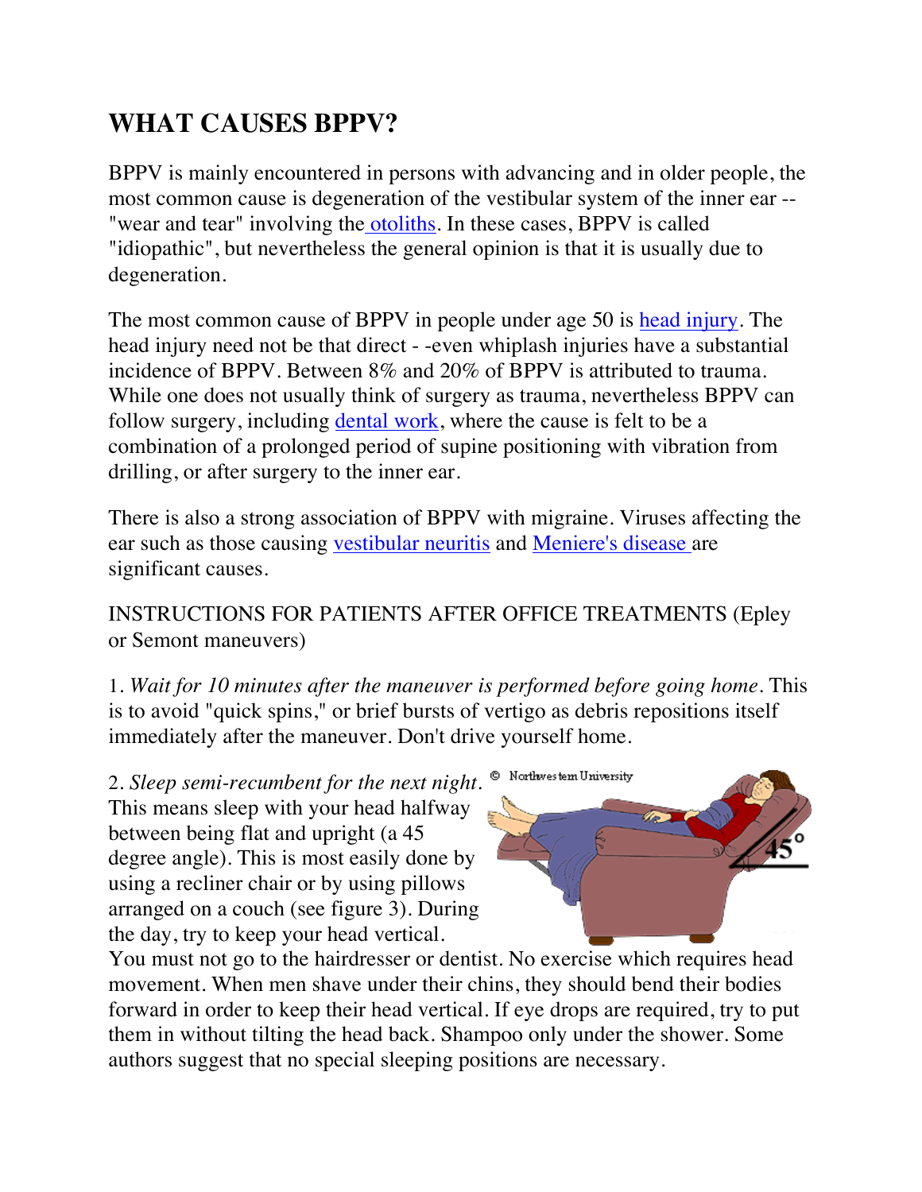# WHAT CAUSES BPPV?

BPPV is mainly encountered in persons with advancing and in older people, the most common cause is degeneration of the vestibular system of the inner ear -- "wear and tear" involving the otoliths. In these cases, BPPV is called "idiopathic", but nevertheless the general opinion is that it is usually due to degeneration.

The most common cause of BPPV in people under age 50 is head injury. The head injury need not be that direct - -even whiplash injuries have a substantial incidence of BPPV. Between 8% and 20% of BPPV is attributed to trauma. While one does not usually think of surgery as trauma, nevertheless BPPV can follow surgery, including dental work, where the cause is felt to be a combination of a prolonged period of supine positioning with vibration from drilling, or after surgery to the inner ear.

There is also a strong association of BPPV with migraine. Viruses affecting the ear such as those causing vestibular neuritis and Meniere's disease are significant causes.

INSTRUCTIONS FOR PATIENTS AFTER OFFICE TREATMENTS (Epley or Semont maneuvers)

1. *Wait for 10 minutes after the maneuver is performed before going home*. This is to avoid "quick spins," or brief bursts of vertigo as debris repositions itself immediately after the maneuver. Don't drive yourself home.

2. *Sleep semi-recumbent for the next night*. This means sleep with your head halfway between being flat and upright (a 45 degree angle). This is most easily done by using a recliner chair or by using pillows arranged on a couch (see figure 3). During the day, try to keep your head vertical. You must not go to the hairdresser or dentist. No exercise which requires head movement. When men shave under their chins, they should bend their bodies forward in order to keep their head vertical. If eye drops are required, try to put them in without tilting the head back. Shampoo only under the shower. Some authors suggest that no special sleeping positions are necessary.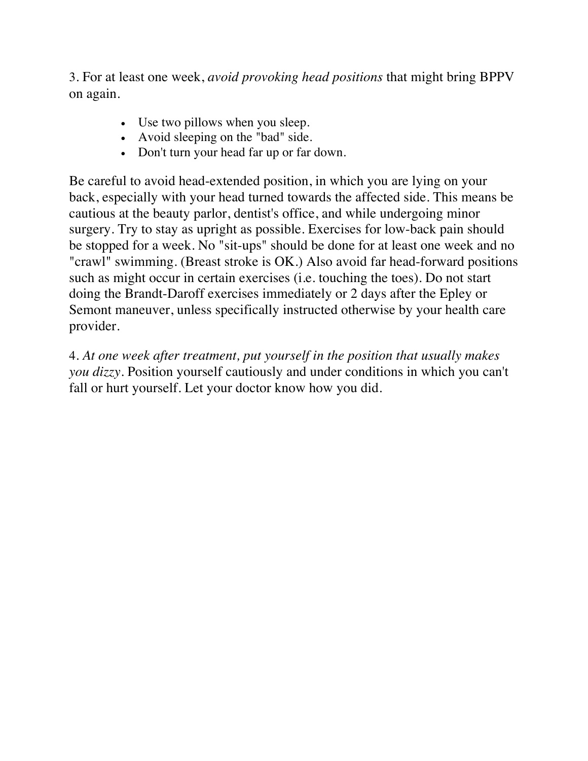3. For at least one week, *avoid provoking head positions* that might bring BPPV on again.

- Use two pillows when you sleep.
- Avoid sleeping on the "bad" side.
- Don't turn your head far up or far down.

Be careful to avoid head-extended position, in which you are lying on your back, especially with your head turned towards the affected side. This means be cautious at the beauty parlor, dentist's office, and while undergoing minor surgery. Try to stay as upright as possible. Exercises for low-back pain should be stopped for a week. No "sit-ups" should be done for at least one week and no "crawl" swimming. (Breast stroke is OK.) Also avoid far head-forward positions such as might occur in certain exercises (i.e. touching the toes). Do not start doing the Brandt-Daroff exercises immediately or 2 days after the Epley or Semont maneuver, unless specifically instructed otherwise by your health care provider.

4. *At one week after treatment, put yourself in the position that usually makes you dizzy*. Position yourself cautiously and under conditions in which you can't fall or hurt yourself. Let your doctor know how you did.